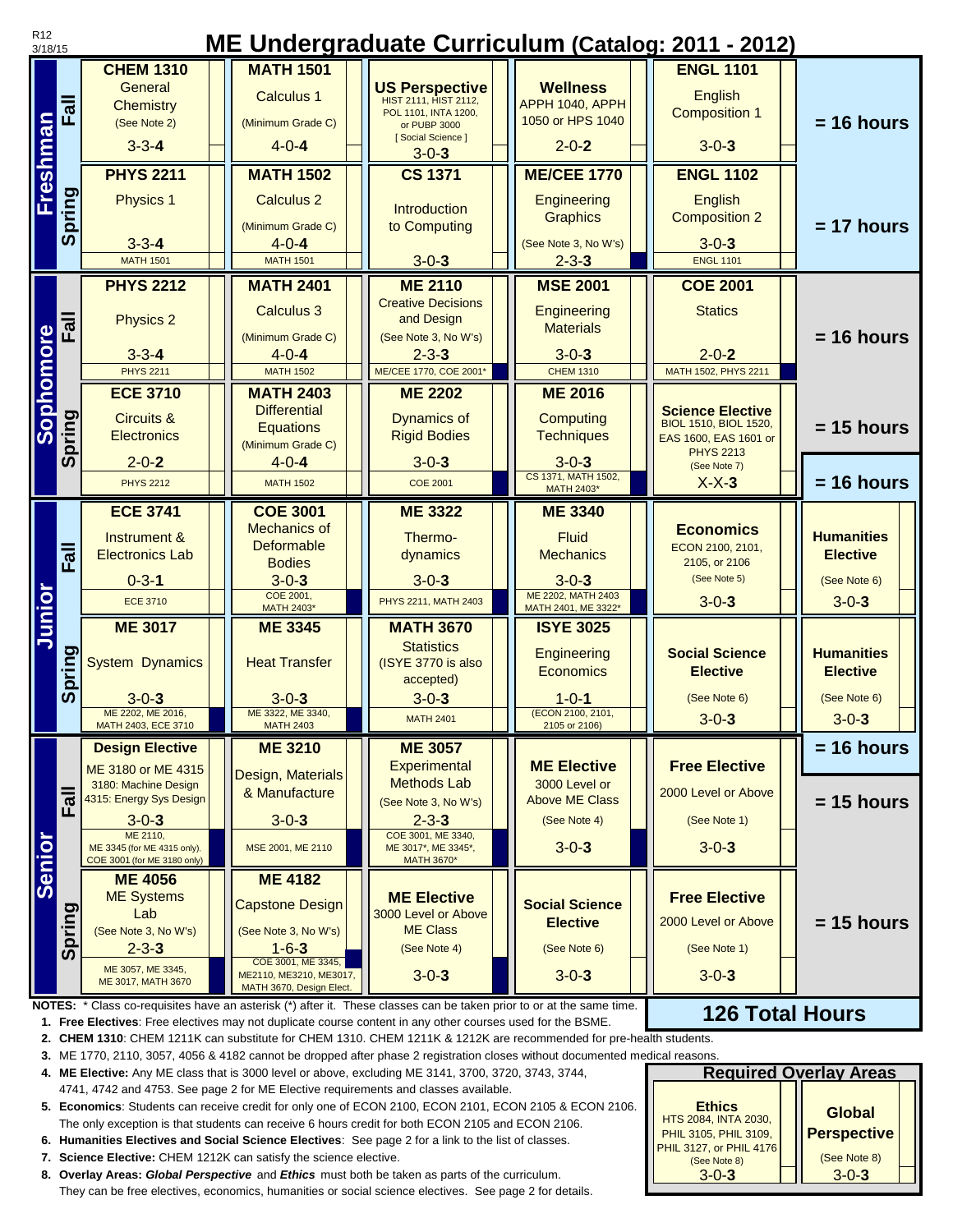R12
3/18/15

# ME Undergraduate Curriculum (Catalog: 2011 - 2012)

## Freshman

### Fall (= 16 hours)

| Course | Title | Hours | Prerequisites |
|---|---|---|---|
| **CHEM 1310** | General Chemistry (See Note 2) | 3-3-**4** | |
| **MATH 1501** | Calculus 1 (Minimum Grade C) | 4-0-**4** | |
| **US Perspective** | HIST 2111, HIST 2112, POL 1101, INTA 1200, or PUBP 3000 [ Social Science ] | 3-0-**3** | |
| **Wellness** | APPH 1040, APPH 1050 or HPS 1040 | 2-0-**2** | |
| **ENGL 1101** | English Composition 1 | 3-0-**3** | |

### Spring (= 17 hours)

| Course | Title | Hours | Prerequisites |
|---|---|---|---|
| **PHYS 2211** | Physics 1 | 3-3-**4** | MATH 1501 |
| **MATH 1502** | Calculus 2 (Minimum Grade C) | 4-0-**4** | MATH 1501 |
| **CS 1371** | Introduction to Computing | 3-0-**3** | |
| **ME/CEE 1770** | Engineering Graphics (See Note 3, No W's) | 2-3-**3** | |
| **ENGL 1102** | English Composition 2 | 3-0-**3** | ENGL 1101 |

## Sophomore

### Fall (= 16 hours)

| Course | Title | Hours | Prerequisites |
|---|---|---|---|
| **PHYS 2212** | Physics 2 | 3-3-**4** | PHYS 2211 |
| **MATH 2401** | Calculus 3 (Minimum Grade C) | 4-0-**4** | MATH 1502 |
| **ME 2110** | Creative Decisions and Design (See Note 3, No W's) | 2-3-**3** | ME/CEE 1770, COE 2001* |
| **MSE 2001** | Engineering Materials | 3-0-**3** | CHEM 1310 |
| **COE 2001** | Statics | 2-0-**2** | MATH 1502, PHYS 2211 |

### Spring (= 15 hours / = 16 hours)

| Course | Title | Hours | Prerequisites |
|---|---|---|---|
| **ECE 3710** | Circuits & Electronics | 2-0-**2** | PHYS 2212 |
| **MATH 2403** | Differential Equations (Minimum Grade C) | 4-0-**4** | MATH 1502 |
| **ME 2202** | Dynamics of Rigid Bodies | 3-0-**3** | COE 2001 |
| **ME 2016** | Computing Techniques | 3-0-**3** | CS 1371, MATH 1502, MATH 2403* |
| **Science Elective** | BIOL 1510, BIOL 1520, EAS 1600, EAS 1601 or PHYS 2213 (See Note 7) | X-X-**3** | |

## Junior

### Fall (= 16 hours)

| Course | Title | Hours | Prerequisites |
|---|---|---|---|
| **ECE 3741** | Instrument & Electronics Lab | 0-3-**1** | ECE 3710 |
| **COE 3001** | Mechanics of Deformable Bodies | 3-0-**3** | COE 2001, MATH 2403* |
| **ME 3322** | Thermo-dynamics | 3-0-**3** | PHYS 2211, MATH 2403 |
| **ME 3340** | Fluid Mechanics | 3-0-**3** | ME 2202, MATH 2403, MATH 2401, ME 3322* |
| **Economics** | ECON 2100, 2101, 2105, or 2106 (See Note 5) | 3-0-**3** | |
| **Humanities Elective** | (See Note 6) | 3-0-**3** | |

### Spring (= 16 hours)

| Course | Title | Hours | Prerequisites |
|---|---|---|---|
| **ME 3017** | System Dynamics | 3-0-**3** | ME 2202, ME 2016, MATH 2403, ECE 3710 |
| **ME 3345** | Heat Transfer | 3-0-**3** | ME 3322, ME 3340, MATH 2403 |
| **MATH 3670** | Statistics (ISYE 3770 is also accepted) | 3-0-**3** | MATH 2401 |
| **ISYE 3025** | Engineering Economics | 1-0-**1** | (ECON 2100, 2101, 2105 or 2106) |
| **Social Science Elective** | (See Note 6) | 3-0-**3** | |
| **Humanities Elective** | (See Note 6) | 3-0-**3** | |

## Senior

### Fall (= 15 hours)

| Course | Title | Hours | Prerequisites |
|---|---|---|---|
| **Design Elective** | ME 3180 or ME 4315; 3180: Machine Design; 4315: Energy Sys Design | 3-0-**3** | ME 2110, ME 3345 (for ME 4315 only), COE 3001 (for ME 3180 only) |
| **ME 3210** | Design, Materials & Manufacture | 3-0-**3** | MSE 2001, ME 2110 |
| **ME 3057** | Experimental Methods Lab (See Note 3, No W's) | 2-3-**3** | COE 3001, ME 3340, ME 3017*, ME 3345*, MATH 3670* |
| **ME Elective** | 3000 Level or Above ME Class (See Note 4) | 3-0-**3** | |
| **Free Elective** | 2000 Level or Above (See Note 1) | 3-0-**3** | |

### Spring (= 15 hours)

| Course | Title | Hours | Prerequisites |
|---|---|---|---|
| **ME 4056** | ME Systems Lab (See Note 3, No W's) | 2-3-**3** | ME 3057, ME 3345, ME 3017, MATH 3670 |
| **ME 4182** | Capstone Design (See Note 3, No W's) | 1-6-**3** | COE 3001, ME 3345, ME2110, ME3210, ME3017, MATH 3670, Design Elect. |
| **ME Elective** | 3000 Level or Above ME Class (See Note 4) | 3-0-**3** | |
| **Social Science Elective** | (See Note 6) | 3-0-**3** | |
| **Free Elective** | 2000 Level or Above (See Note 1) | 3-0-**3** | |

**126 Total Hours**

## Required Overlay Areas

| Area | Courses | Hours |
|---|---|---|
| **Ethics** | HTS 2084, INTA 2030, PHIL 3105, PHIL 3109, PHIL 3127, or PHIL 4176 (See Note 8) | 3-0-**3** |
| **Global Perspective** | (See Note 8) | 3-0-**3** |

**NOTES:** * Class co-requisites have an asterisk (*) after it. These classes can be taken prior to or at the same time.

1. **Free Electives**: Free electives may not duplicate course content in any other courses used for the BSME.
2. **CHEM 1310**: CHEM 1211K can substitute for CHEM 1310. CHEM 1211K & 1212K are recommended for pre-health students.
3. ME 1770, 2110, 3057, 4056 & 4182 cannot be dropped after phase 2 registration closes without documented medical reasons.
4. **ME Elective:** Any ME class that is 3000 level or above, excluding ME 3141, 3700, 3720, 3743, 3744, 4741, 4742 and 4753. See page 2 for ME Elective requirements and classes available.
5. **Economics**: Students can receive credit for only one of ECON 2100, ECON 2101, ECON 2105 & ECON 2106. The only exception is that students can receive 6 hours credit for both ECON 2105 and ECON 2106.
6. **Humanities Electives and Social Science Electives**: See page 2 for a link to the list of classes.
7. **Science Elective:** CHEM 1212K can satisfy the science elective.
8. **Overlay Areas:** ***Global Perspective*** and ***Ethics*** must both be taken as parts of the curriculum. They can be free electives, economics, humanities or social science electives. See page 2 for details.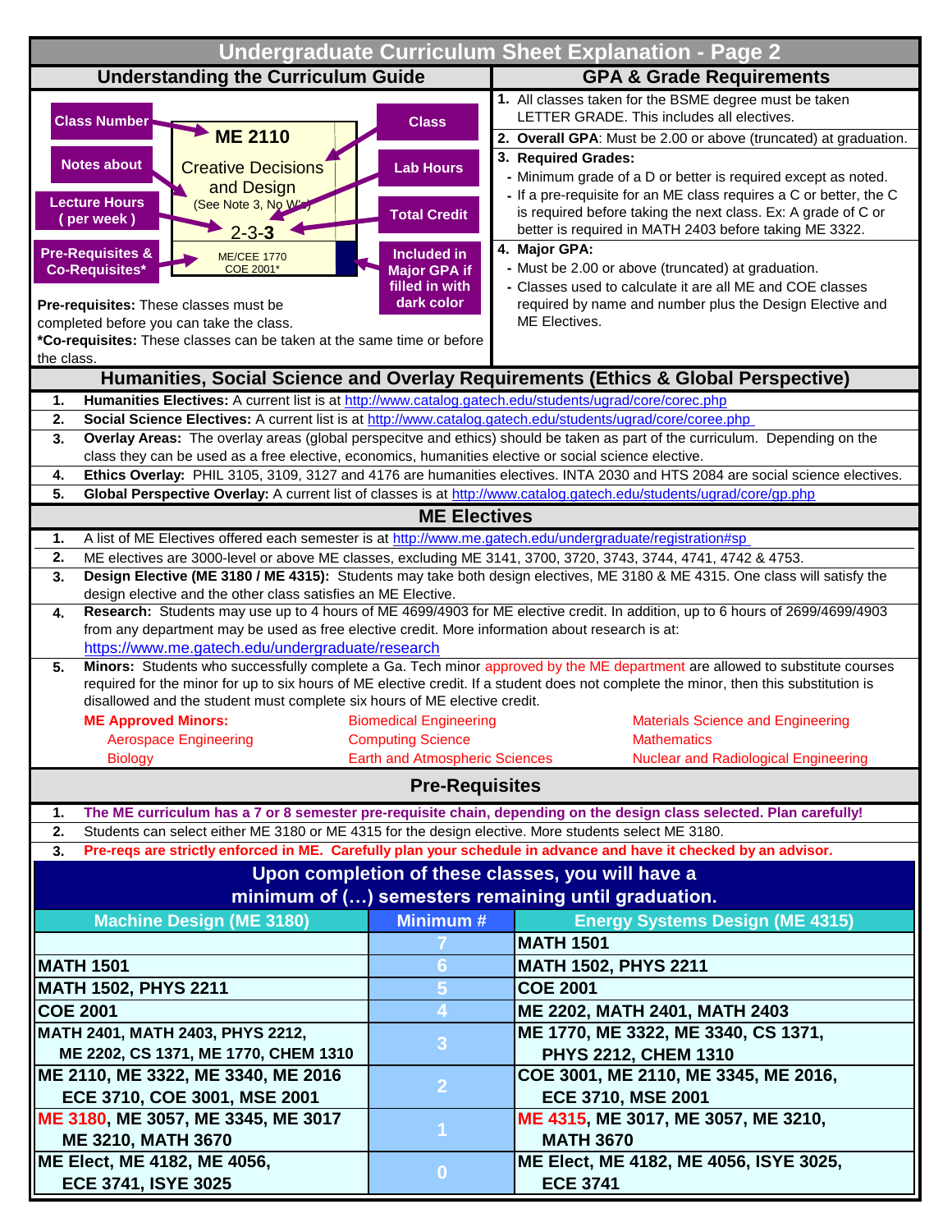# Undergraduate Curriculum Sheet Explanation - Page 2

## Understanding the Curriculum Guide

Class Number → **ME 2110**

Class → Creative Decisions and Design

Notes about → (See Note 3, No W's)

Lecture Hours (per week) / Lab Hours / Total Credit → 2-3-**3**

Pre-Requisites & Co-Requisites* → ME/CEE 1770, COE 2001*

Included in Major GPA if filled in with dark color

**Pre-requisites:** These classes must be completed before you can take the class.

***Co-requisites:** These classes can be taken at the same time or before the class.

## GPA & Grade Requirements

1. All classes taken for the BSME degree must be taken LETTER GRADE. This includes all electives.
2. **Overall GPA**: Must be 2.00 or above (truncated) at graduation.
3. **Required Grades:**
   - Minimum grade of a D or better is required except as noted.
   - If a pre-requisite for an ME class requires a C or better, the C is required before taking the next class. Ex: A grade of C or better is required in MATH 2403 before taking ME 3322.
4. **Major GPA:**
   - Must be 2.00 or above (truncated) at graduation.
   - Classes used to calculate it are all ME and COE classes required by name and number plus the Design Elective and ME Electives.

## Humanities, Social Science and Overlay Requirements (Ethics & Global Perspective)

1. **Humanities Electives:** A current list is at http://www.catalog.gatech.edu/students/ugrad/core/corec.php
2. **Social Science Electives:** A current list is at http://www.catalog.gatech.edu/students/ugrad/core/coree.php
3. **Overlay Areas:** The overlay areas (global perspecitve and ethics) should be taken as part of the curriculum. Depending on the class they can be used as a free elective, economics, humanities elective or social science elective.
4. **Ethics Overlay:** PHIL 3105, 3109, 3127 and 4176 are humanities electives. INTA 2030 and HTS 2084 are social science electives.
5. **Global Perspective Overlay:** A current list of classes is at http://www.catalog.gatech.edu/students/ugrad/core/gp.php

## ME Electives

1. A list of ME Electives offered each semester is at http://www.me.gatech.edu/undergraduate/registration#sp
2. ME electives are 3000-level or above ME classes, excluding ME 3141, 3700, 3720, 3743, 3744, 4741, 4742 & 4753.
3. **Design Elective (ME 3180 / ME 4315):** Students may take both design electives, ME 3180 & ME 4315. One class will satisfy the design elective and the other class satisfies an ME Elective.
4. **Research:** Students may use up to 4 hours of ME 4699/4903 for ME elective credit. In addition, up to 6 hours of 2699/4699/4903 from any department may be used as free elective credit. More information about research is at: https://www.me.gatech.edu/undergraduate/research
5. **Minors:** Students who successfully complete a Ga. Tech minor approved by the ME department are allowed to substitute courses required for the minor for up to six hours of ME elective credit. If a student does not complete the minor, then this substitution is disallowed and the student must complete six hours of ME elective credit.

**ME Approved Minors:**
- Aerospace Engineering
- Biology
- Biomedical Engineering
- Computing Science
- Earth and Atmospheric Sciences
- Materials Science and Engineering
- Mathematics
- Nuclear and Radiological Engineering

## Pre-Requisites

1. **The ME curriculum has a 7 or 8 semester pre-requisite chain, depending on the design class selected. Plan carefully!**
2. Students can select either ME 3180 or ME 4315 for the design elective. More students select ME 3180.
3. **Pre-reqs are strictly enforced in ME. Carefully plan your schedule in advance and have it checked by an advisor.**

**Upon completion of these classes, you will have a minimum of (…) semesters remaining until graduation.**

| Machine Design (ME 3180) | Minimum # | Energy Systems Design (ME 4315) |
|---|---|---|
| | 7 | MATH 1501 |
| MATH 1501 | 6 | MATH 1502, PHYS 2211 |
| MATH 1502, PHYS 2211 | 5 | COE 2001 |
| COE 2001 | 4 | ME 2202, MATH 2401, MATH 2403 |
| MATH 2401, MATH 2403, PHYS 2212, ME 2202, CS 1371, ME 1770, CHEM 1310 | 3 | ME 1770, ME 3322, ME 3340, CS 1371, PHYS 2212, CHEM 1310 |
| ME 2110, ME 3322, ME 3340, ME 2016 ECE 3710, COE 3001, MSE 2001 | 2 | COE 3001, ME 2110, ME 3345, ME 2016, ECE 3710, MSE 2001 |
| ME 3180, ME 3057, ME 3345, ME 3017 ME 3210, MATH 3670 | 1 | ME 4315, ME 3017, ME 3057, ME 3210, MATH 3670 |
| ME Elect, ME 4182, ME 4056, ECE 3741, ISYE 3025 | 0 | ME Elect, ME 4182, ME 4056, ISYE 3025, ECE 3741 |